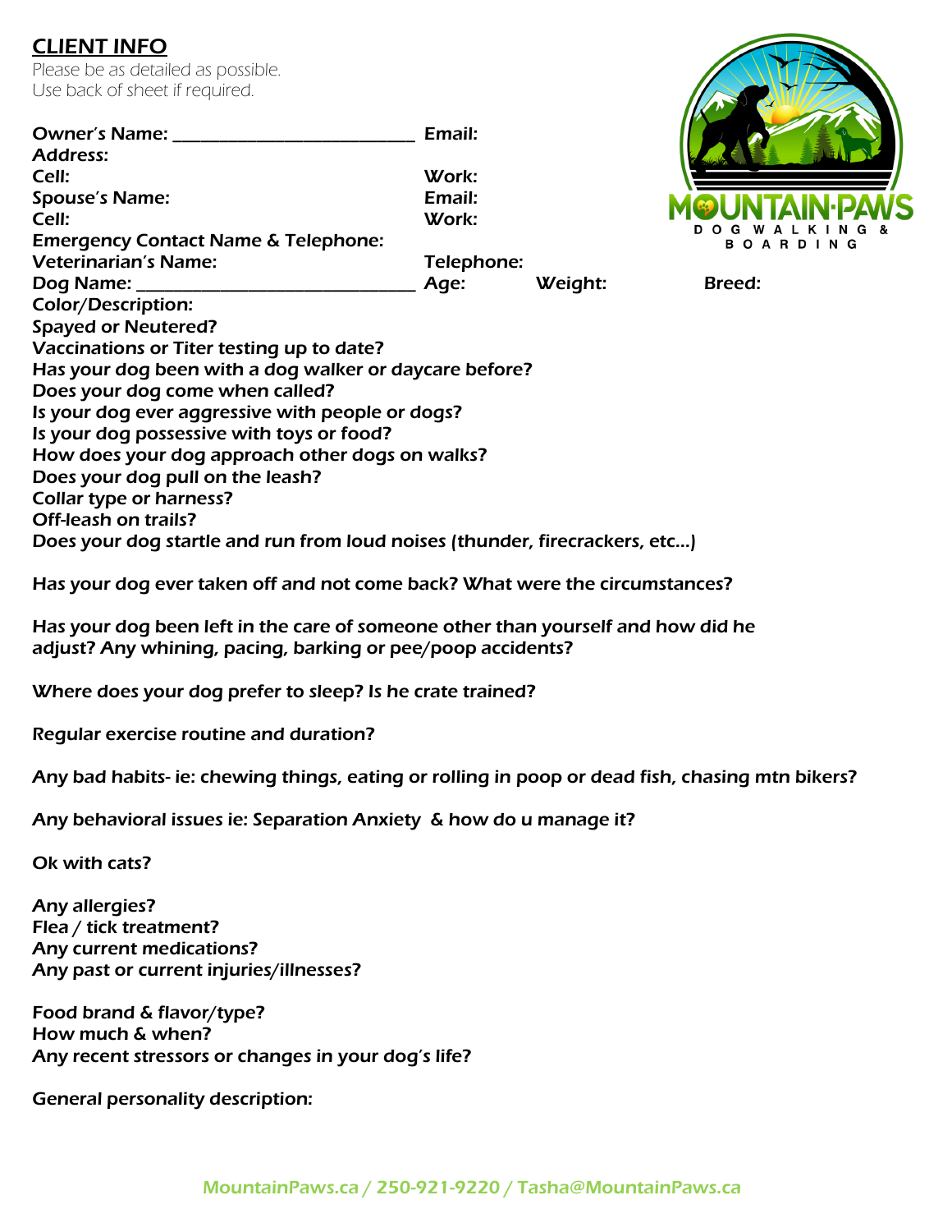## CLIENT INFO

Please be as detailed as possible.
Use back of sheet if required.

MOUNTAIN·PAWS
DOG WALKING & BOARDING

**Owner's Name:** ____________________________ **Email:**
**Address:**
**Cell:** **Work:**
**Spouse's Name:** **Email:**
**Cell:** **Work:**
**Emergency Contact Name & Telephone:**
**Veterinarian's Name:** **Telephone:**
**Dog Name:** ________________________________ **Age:** **Weight:** **Breed:**
**Color/Description:**
**Spayed or Neutered?**
**Vaccinations or Titer testing up to date?**
**Has your dog been with a dog walker or daycare before?**
**Does your dog come when called?**
**Is your dog ever aggressive with people or dogs?**
**Is your dog possessive with toys or food?**
**How does your dog approach other dogs on walks?**
**Does your dog pull on the leash?**
**Collar type or harness?**
**Off-leash on trails?**
**Does your dog startle and run from loud noises (thunder, firecrackers, etc…)**

**Has your dog ever taken off and not come back? What were the circumstances?**

**Has your dog been left in the care of someone other than yourself and how did he adjust? Any whining, pacing, barking or pee/poop accidents?**

**Where does your dog prefer to sleep? Is he crate trained?**

**Regular exercise routine and duration?**

**Any bad habits- ie: chewing things, eating or rolling in poop or dead fish, chasing mtn bikers?**

**Any behavioral issues ie: Separation Anxiety & how do u manage it?**

**Ok with cats?**

**Any allergies?**
**Flea / tick treatment?**
**Any current medications?**
**Any past or current injuries/illnesses?**

**Food brand & flavor/type?**
**How much & when?**
**Any recent stressors or changes in your dog's life?**

**General personality description:**

MountainPaws.ca / 250-921-9220 / Tasha@MountainPaws.ca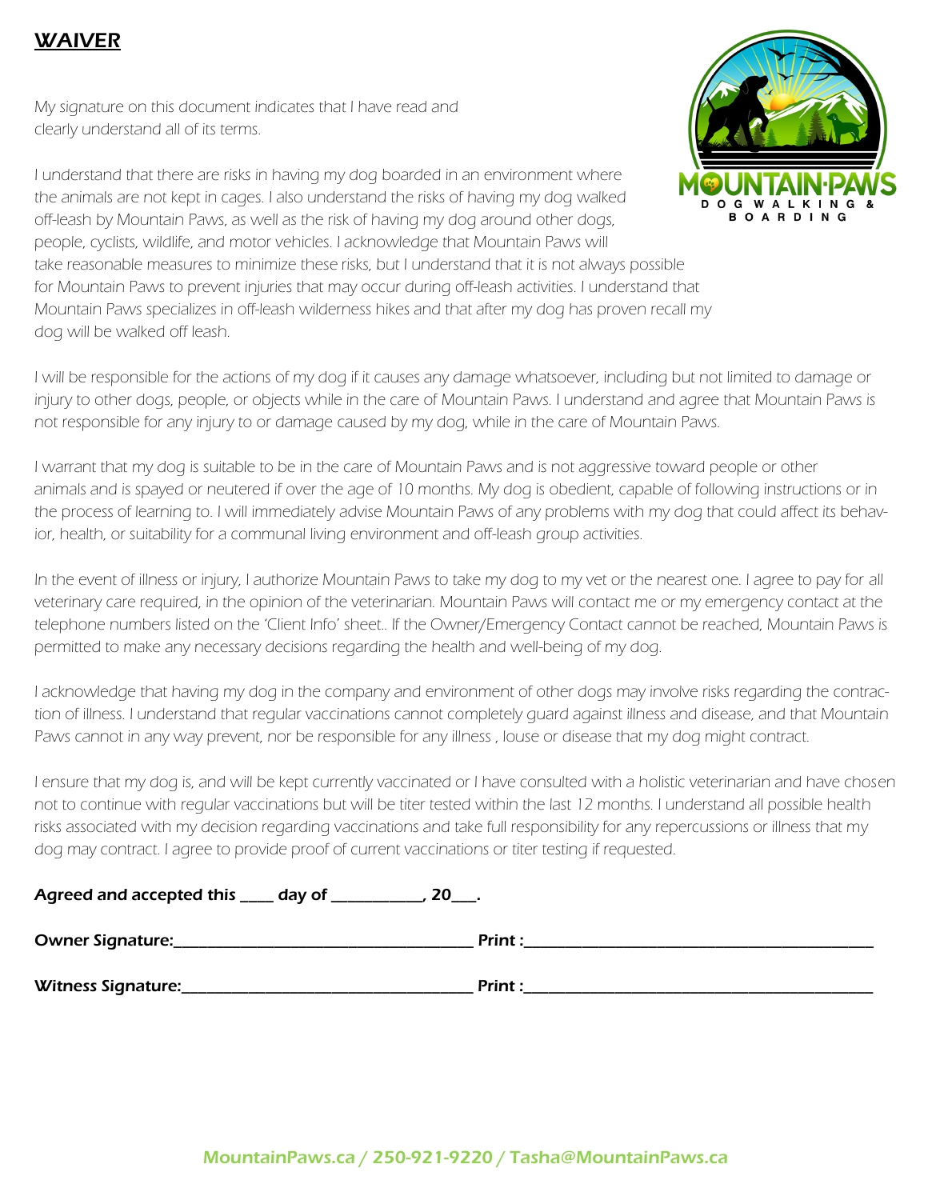# WAIVER

*My signature on this document indicates that I have read and clearly understand all of its terms.*

*I understand that there are risks in having my dog boarded in an environment where the animals are not kept in cages. I also understand the risks of having my dog walked off-leash by Mountain Paws, as well as the risk of having my dog around other dogs, people, cyclists, wildlife, and motor vehicles. I acknowledge that Mountain Paws will take reasonable measures to minimize these risks, but I understand that it is not always possible for Mountain Paws to prevent injuries that may occur during off-leash activities. I understand that Mountain Paws specializes in off-leash wilderness hikes and that after my dog has proven recall my dog will be walked off leash.*

*I will be responsible for the actions of my dog if it causes any damage whatsoever, including but not limited to damage or injury to other dogs, people, or objects while in the care of Mountain Paws. I understand and agree that Mountain Paws is not responsible for any injury to or damage caused by my dog, while in the care of Mountain Paws.*

*I warrant that my dog is suitable to be in the care of Mountain Paws and is not aggressive toward people or other animals and is spayed or neutered if over the age of 10 months. My dog is obedient, capable of following instructions or in the process of learning to. I will immediately advise Mountain Paws of any problems with my dog that could affect its behavior, health, or suitability for a communal living environment and off-leash group activities.*

*In the event of illness or injury, I authorize Mountain Paws to take my dog to my vet or the nearest one. I agree to pay for all veterinary care required, in the opinion of the veterinarian. Mountain Paws will contact me or my emergency contact at the telephone numbers listed on the 'Client Info' sheet.. If the Owner/Emergency Contact cannot be reached, Mountain Paws is permitted to make any necessary decisions regarding the health and well-being of my dog.*

*I acknowledge that having my dog in the company and environment of other dogs may involve risks regarding the contraction of illness. I understand that regular vaccinations cannot completely guard against illness and disease, and that Mountain Paws cannot in any way prevent, nor be responsible for any illness , louse or disease that my dog might contract.*

*I ensure that my dog is, and will be kept currently vaccinated or I have consulted with a holistic veterinarian and have chosen not to continue with regular vaccinations but will be titer tested within the last 12 months. I understand all possible health risks associated with my decision regarding vaccinations and take full responsibility for any repercussions or illness that my dog may contract. I agree to provide proof of current vaccinations or titer testing if requested.*

**Agreed and accepted this \_\_\_\_ day of \_\_\_\_\_\_\_\_\_\_\_, 20\_\_\_.**

**Owner Signature:**\_\_\_\_\_\_\_\_\_\_\_\_\_\_\_\_\_\_\_\_\_\_\_\_\_\_\_\_\_\_\_\_\_\_\_\_ **Print :**\_\_\_\_\_\_\_\_\_\_\_\_\_\_\_\_\_\_\_\_\_\_\_\_\_\_\_\_\_\_\_\_\_\_\_\_\_\_\_\_\_

**Witness Signature:**\_\_\_\_\_\_\_\_\_\_\_\_\_\_\_\_\_\_\_\_\_\_\_\_\_\_\_\_\_\_\_\_\_\_\_ **Print :**\_\_\_\_\_\_\_\_\_\_\_\_\_\_\_\_\_\_\_\_\_\_\_\_\_\_\_\_\_\_\_\_\_\_\_\_\_\_\_\_\_

MountainPaws.ca / 250-921-9220 / Tasha@MountainPaws.ca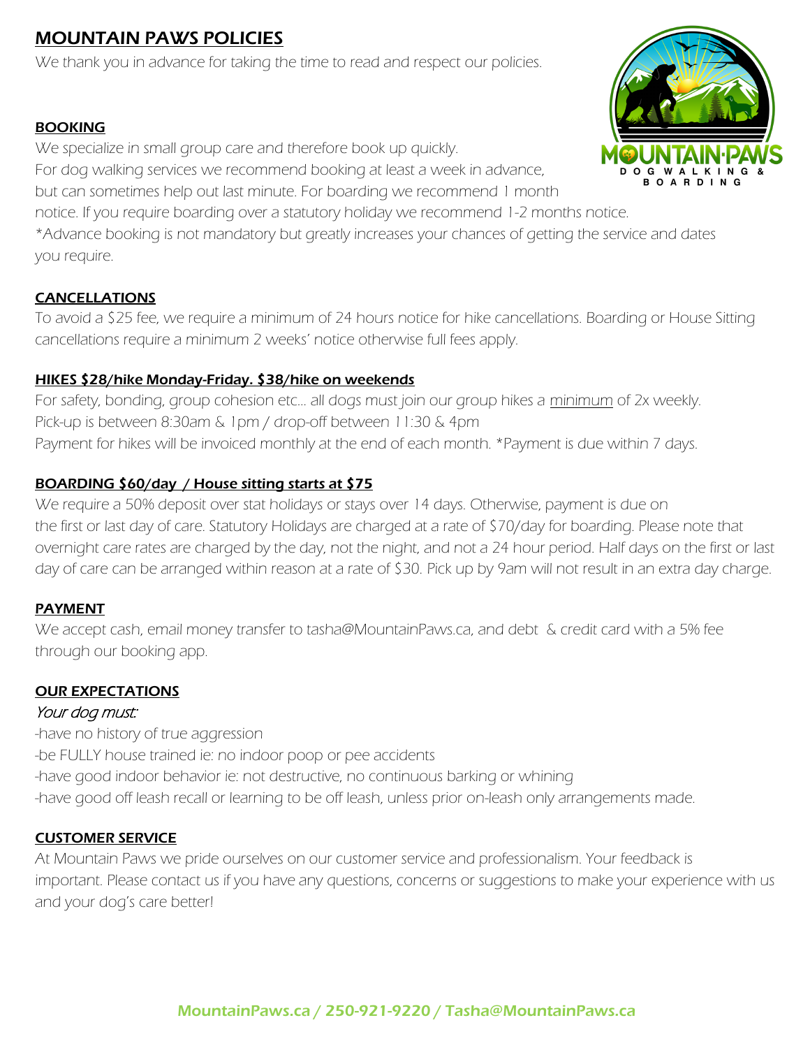# MOUNTAIN PAWS POLICIES

We thank you in advance for taking the time to read and respect our policies.

## BOOKING

We specialize in small group care and therefore book up quickly.
For dog walking services we recommend booking at least a week in advance, but can sometimes help out last minute. For boarding we recommend 1 month notice. If you require boarding over a statutory holiday we recommend 1-2 months notice.
*Advance booking is not mandatory but greatly increases your chances of getting the service and dates you require.

## CANCELLATIONS

To avoid a $25 fee, we require a minimum of 24 hours notice for hike cancellations. Boarding or House Sitting cancellations require a minimum 2 weeks' notice otherwise full fees apply.

## HIKES $28/hike Monday-Friday. $38/hike on weekends

For safety, bonding, group cohesion etc... all dogs must join our group hikes a minimum of 2x weekly.
Pick-up is between 8:30am & 1pm / drop-off between 11:30 & 4pm
Payment for hikes will be invoiced monthly at the end of each month. *Payment is due within 7 days.

## BOARDING $60/day / House sitting starts at $75

We require a 50% deposit over stat holidays or stays over 14 days. Otherwise, payment is due on the first or last day of care. Statutory Holidays are charged at a rate of $70/day for boarding. Please note that overnight care rates are charged by the day, not the night, and not a 24 hour period. Half days on the first or last day of care can be arranged within reason at a rate of $30. Pick up by 9am will not result in an extra day charge.

## PAYMENT

We accept cash, email money transfer to tasha@MountainPaws.ca, and debt & credit card with a 5% fee through our booking app.

## OUR EXPECTATIONS

*Your dog must:*

-have no history of true aggression
-be FULLY house trained ie: no indoor poop or pee accidents
-have good indoor behavior ie: not destructive, no continuous barking or whining
-have good off leash recall or learning to be off leash, unless prior on-leash only arrangements made.

## CUSTOMER SERVICE

At Mountain Paws we pride ourselves on our customer service and professionalism. Your feedback is important. Please contact us if you have any questions, concerns or suggestions to make your experience with us and your dog's care better!

MountainPaws.ca / 250-921-9220 / Tasha@MountainPaws.ca